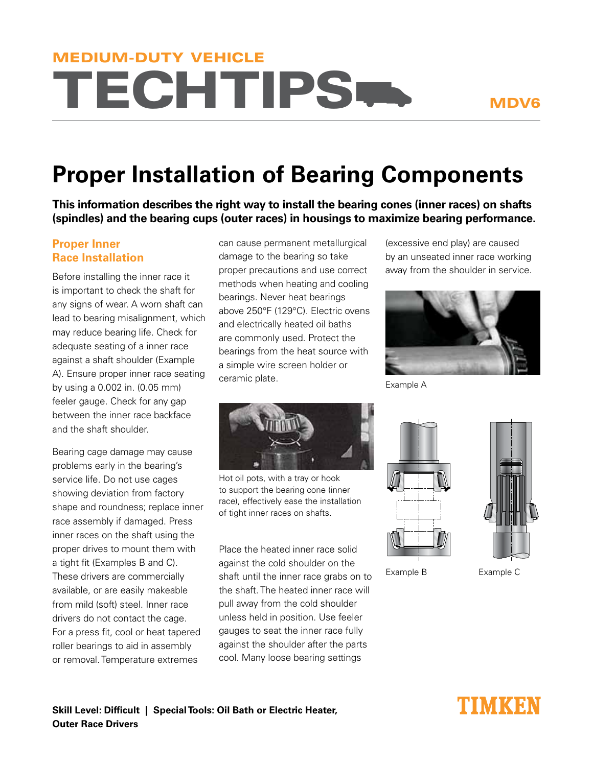MEDIUM-DUTY VEHICLE

# TECHTIPS

MDV6

# Proper Installation of Bearing Components

**This information describes the right way to install the bearing cones (inner races) on shafts (spindles) and the bearing cups (outer races) in housings to maximize bearing performance.**

## Proper Inner Race Installation

Before installing the inner race it is important to check the shaft for any signs of wear. A worn shaft can lead to bearing misalignment, which may reduce bearing life. Check for adequate seating of a inner race against a shaft shoulder (Example A). Ensure proper inner race seating by using a 0.002 in. (0.05 mm) feeler gauge. Check for any gap between the inner race backface and the shaft shoulder.

Bearing cage damage may cause problems early in the bearing's service life. Do not use cages showing deviation from factory shape and roundness; replace inner race assembly if damaged. Press inner races on the shaft using the proper drives to mount them with a tight fit (Examples B and C). These drivers are commercially available, or are easily makeable from mild (soft) steel. Inner race drivers do not contact the cage. For a press fit, cool or heat tapered roller bearings to aid in assembly or removal. Temperature extremes can cause permanent metallurgical damage to the bearing so take proper precautions and use correct methods when heating and cooling bearings. Never heat bearings above 250°F (129°C). Electric ovens and electrically heated oil baths are commonly used. Protect the bearings from the heat source with a simple wire screen holder or ceramic plate.

Hot oil pots, with a tray or hook to support the bearing cone (inner race), effectively ease the installation of tight inner races on shafts.

Place the heated inner race solid against the cold shoulder on the shaft until the inner race grabs on to the shaft. The heated inner race will pull away from the cold shoulder unless held in position. Use feeler gauges to seat the inner race fully against the shoulder after the parts cool. Many loose bearing settings (excessive end play) are caused by an unseated inner race working away from the shoulder in service.

Example A

Example B

Example C

**Skill Level: Difficult | Special Tools: Oil Bath or Electric Heater, Outer Race Drivers**

TIMKEN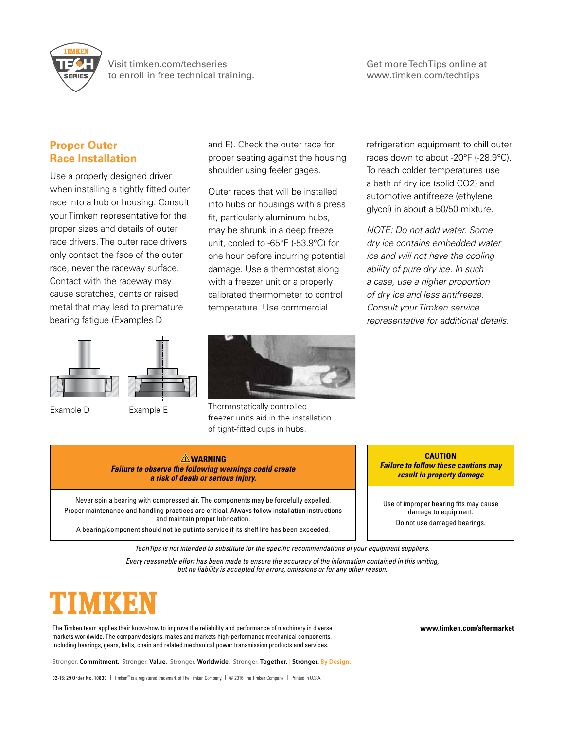Visit timken.com/techseries
to enroll in free technical training.

Get more TechTips online at
www.timken.com/techtips

## Proper Outer Race Installation

Use a properly designed driver when installing a tightly fitted outer race into a hub or housing. Consult your Timken representative for the proper sizes and details of outer race drivers. The outer race drivers only contact the face of the outer race, never the raceway surface. Contact with the raceway may cause scratches, dents or raised metal that may lead to premature bearing fatigue (Examples D and E). Check the outer race for proper seating against the housing shoulder using feeler gages.

Outer races that will be installed into hubs or housings with a press fit, particularly aluminum hubs, may be shrunk in a deep freeze unit, cooled to -65°F (-53.9°C) for one hour before incurring potential damage. Use a thermostat along with a freezer unit or a properly calibrated thermometer to control temperature. Use commercial refrigeration equipment to chill outer races down to about -20°F (-28.9°C). To reach colder temperatures use a bath of dry ice (solid $CO_2$) and automotive antifreeze (ethylene glycol) in about a 50/50 mixture.

*NOTE: Do not add water. Some dry ice contains embedded water ice and will not have the cooling ability of pure dry ice. In such a case, use a higher proportion of dry ice and less antifreeze. Consult your Timken service representative for additional details.*

Example D

Example E

Thermostatically-controlled freezer units aid in the installation of tight-fitted cups in hubs.

**⚠WARNING**
***Failure to observe the following warnings could create a risk of death or serious injury.***

Never spin a bearing with compressed air. The components may be forcefully expelled.
Proper maintenance and handling practices are critical. Always follow installation instructions and maintain proper lubrication.
A bearing/component should not be put into service if its shelf life has been exceeded.

**CAUTION**
***Failure to follow these cautions may result in property damage***

Use of improper bearing fits may cause damage to equipment.
Do not use damaged bearings.

*TechTips is not intended to substitute for the specific recommendations of your equipment suppliers.*

*Every reasonable effort has been made to ensure the accuracy of the information contained in this writing, but no liability is accepted for errors, omissions or for any other reason.*

**TIMKEN**

The Timken team applies their know-how to improve the reliability and performance of machinery in diverse markets worldwide. The company designs, makes and markets high-performance mechanical components, including bearings, gears, belts, chain and related mechanical power transmission products and services.

**www.timken.com/aftermarket**

Stronger. **Commitment.** Stronger. **Value.** Stronger. **Worldwide.** Stronger. **Together.** | **Stronger. By Design.**

02-16: 29 Order No. 10830 | Timken® is a registered trademark of The Timken Company. | © 2016 The Timken Company | Printed in U.S.A.